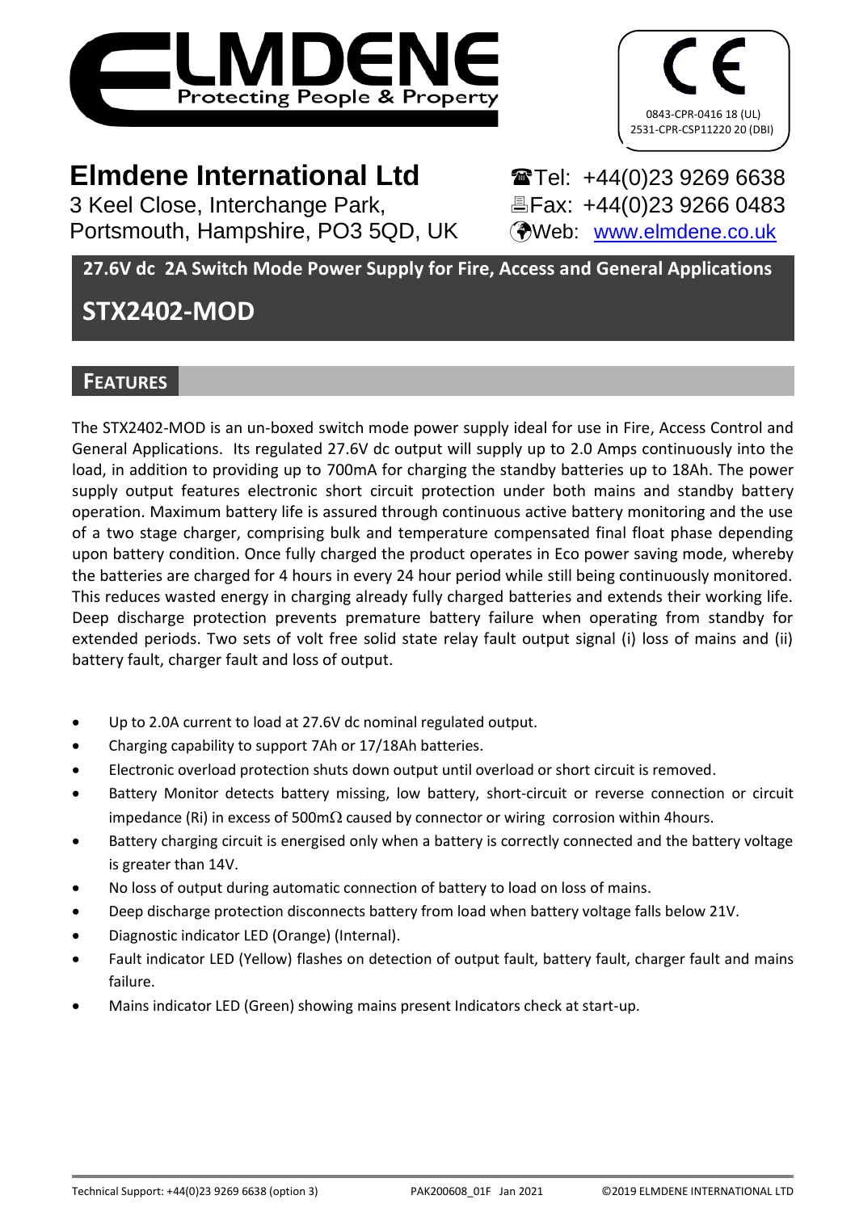**ELMDENE**
Protecting People & Property

CE
0843-CPR-0416 18 (UL)
2531-CPR-CSP11220 20 (DBI)

# Elmdene International Ltd

3 Keel Close, Interchange Park,
Portsmouth, Hampshire, PO3 5QD, UK

☎Tel: +44(0)23 9269 6638
🖷Fax: +44(0)23 9266 0483
Web: www.elmdene.co.uk

**27.6V dc 2A Switch Mode Power Supply for Fire, Access and General Applications**

# STX2402-MOD

## FEATURES

The STX2402-MOD is an un-boxed switch mode power supply ideal for use in Fire, Access Control and General Applications. Its regulated 27.6V dc output will supply up to 2.0 Amps continuously into the load, in addition to providing up to 700mA for charging the standby batteries up to 18Ah. The power supply output features electronic short circuit protection under both mains and standby battery operation. Maximum battery life is assured through continuous active battery monitoring and the use of a two stage charger, comprising bulk and temperature compensated final float phase depending upon battery condition. Once fully charged the product operates in Eco power saving mode, whereby the batteries are charged for 4 hours in every 24 hour period while still being continuously monitored. This reduces wasted energy in charging already fully charged batteries and extends their working life. Deep discharge protection prevents premature battery failure when operating from standby for extended periods. Two sets of volt free solid state relay fault output signal (i) loss of mains and (ii) battery fault, charger fault and loss of output.

- Up to 2.0A current to load at 27.6V dc nominal regulated output.
- Charging capability to support 7Ah or 17/18Ah batteries.
- Electronic overload protection shuts down output until overload or short circuit is removed.
- Battery Monitor detects battery missing, low battery, short-circuit or reverse connection or circuit impedance (Ri) in excess of 500mΩ caused by connector or wiring corrosion within 4hours.
- Battery charging circuit is energised only when a battery is correctly connected and the battery voltage is greater than 14V.
- No loss of output during automatic connection of battery to load on loss of mains.
- Deep discharge protection disconnects battery from load when battery voltage falls below 21V.
- Diagnostic indicator LED (Orange) (Internal).
- Fault indicator LED (Yellow) flashes on detection of output fault, battery fault, charger fault and mains failure.
- Mains indicator LED (Green) showing mains present Indicators check at start-up.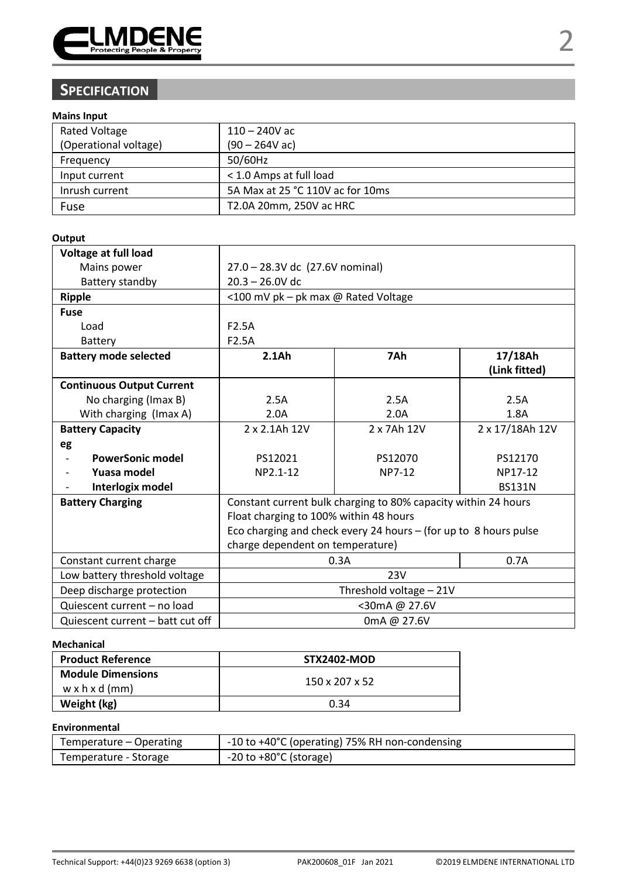## SPECIFICATION

**Mains Input**

| | |
|---|---|
| Rated Voltage<br>(Operational voltage) | 110 – 240V ac<br>(90 – 264V ac) |
| Frequency | 50/60Hz |
| Input current | < 1.0 Amps at full load |
| Inrush current | 5A Max at 25 °C 110V ac for 10ms |
| Fuse | T2.0A 20mm, 250V ac HRC |

**Output**

| | | | |
|---|---|---|---|
| **Voltage at full load** | | | |
| Mains power | 27.0 – 28.3V dc (27.6V nominal) | | |
| Battery standby | 20.3 – 26.0V dc | | |
| **Ripple** | <100 mV pk – pk max @ Rated Voltage | | |
| **Fuse** | | | |
| Load | F2.5A | | |
| Battery | F2.5A | | |
| **Battery mode selected** | **2.1Ah** | **7Ah** | **17/18Ah (Link fitted)** |
| **Continuous Output Current** | | | |
| No charging (Imax B) | 2.5A | 2.5A | 2.5A |
| With charging (Imax A) | 2.0A | 2.0A | 1.8A |
| **Battery Capacity** | 2 x 2.1Ah 12V | 2 x 7Ah 12V | 2 x 17/18Ah 12V |
| **eg** | | | |
| - **PowerSonic model** | PS12021 | PS12070 | PS12170 |
| - **Yuasa model** | NP2.1-12 | NP7-12 | NP17-12 |
| - **Interlogix model** | | | BS131N |
| **Battery Charging** | Constant current bulk charging to 80% capacity within 24 hours<br>Float charging to 100% within 48 hours<br>Eco charging and check every 24 hours – (for up to 8 hours pulse charge dependent on temperature) | | |
| Constant current charge | 0.3A | | 0.7A |
| Low battery threshold voltage | 23V | | |
| Deep discharge protection | Threshold voltage – 21V | | |
| Quiescent current – no load | <30mA @ 27.6V | | |
| Quiescent current – batt cut off | 0mA @ 27.6V | | |

**Mechanical**

| **Product Reference** | **STX2402-MOD** |
|---|---|
| **Module Dimensions**<br>w x h x d (mm) | 150 x 207 x 52 |
| **Weight (kg)** | 0.34 |

**Environmental**

| | |
|---|---|
| Temperature – Operating | -10 to +40°C (operating) 75% RH non-condensing |
| Temperature - Storage | -20 to +80°C (storage) |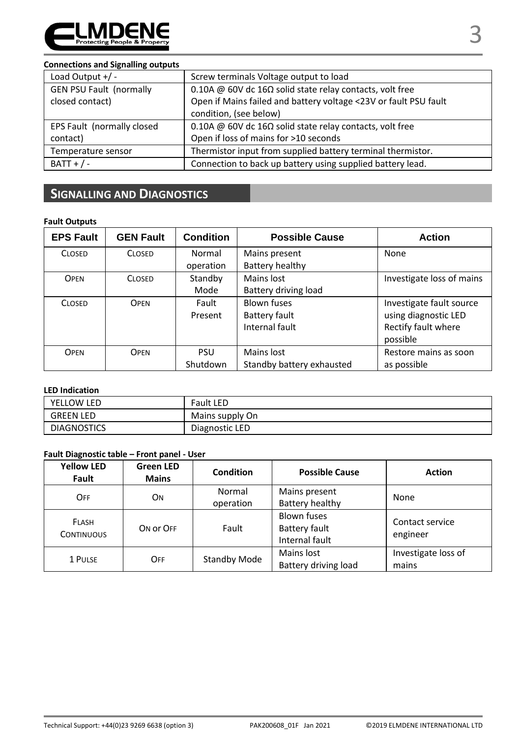**Connections and Signalling outputs**

| | |
|---|---|
| Load Output +/ - | Screw terminals Voltage output to load |
| GEN PSU Fault (normally closed contact) | 0.10A @ 60V dc 16Ω solid state relay contacts, volt free<br>Open if Mains failed and battery voltage <23V or fault PSU fault condition, (see below) |
| EPS Fault (normally closed contact) | 0.10A @ 60V dc 16Ω solid state relay contacts, volt free<br>Open if loss of mains for >10 seconds |
| Temperature sensor | Thermistor input from supplied battery terminal thermistor. |
| BATT + / - | Connection to back up battery using supplied battery lead. |

## SIGNALLING AND DIAGNOSTICS

**Fault Outputs**

| EPS Fault | GEN Fault | Condition | Possible Cause | Action |
|---|---|---|---|---|
| CLOSED | CLOSED | Normal operation | Mains present<br>Battery healthy | None |
| OPEN | CLOSED | Standby Mode | Mains lost<br>Battery driving load | Investigate loss of mains |
| CLOSED | OPEN | Fault Present | Blown fuses<br>Battery fault<br>Internal fault | Investigate fault source using diagnostic LED<br>Rectify fault where possible |
| OPEN | OPEN | PSU Shutdown | Mains lost<br>Standby battery exhausted | Restore mains as soon as possible |

**LED Indication**

| | |
|---|---|
| YELLOW LED | Fault LED |
| GREEN LED | Mains supply On |
| DIAGNOSTICS | Diagnostic LED |

**Fault Diagnostic table – Front panel - User**

| Yellow LED Fault | Green LED Mains | Condition | Possible Cause | Action |
|---|---|---|---|---|
| OFF | ON | Normal operation | Mains present<br>Battery healthy | None |
| FLASH<br>CONTINUOUS | ON or OFF | Fault | Blown fuses<br>Battery fault<br>Internal fault | Contact service engineer |
| 1 PULSE | OFF | Standby Mode | Mains lost<br>Battery driving load | Investigate loss of mains |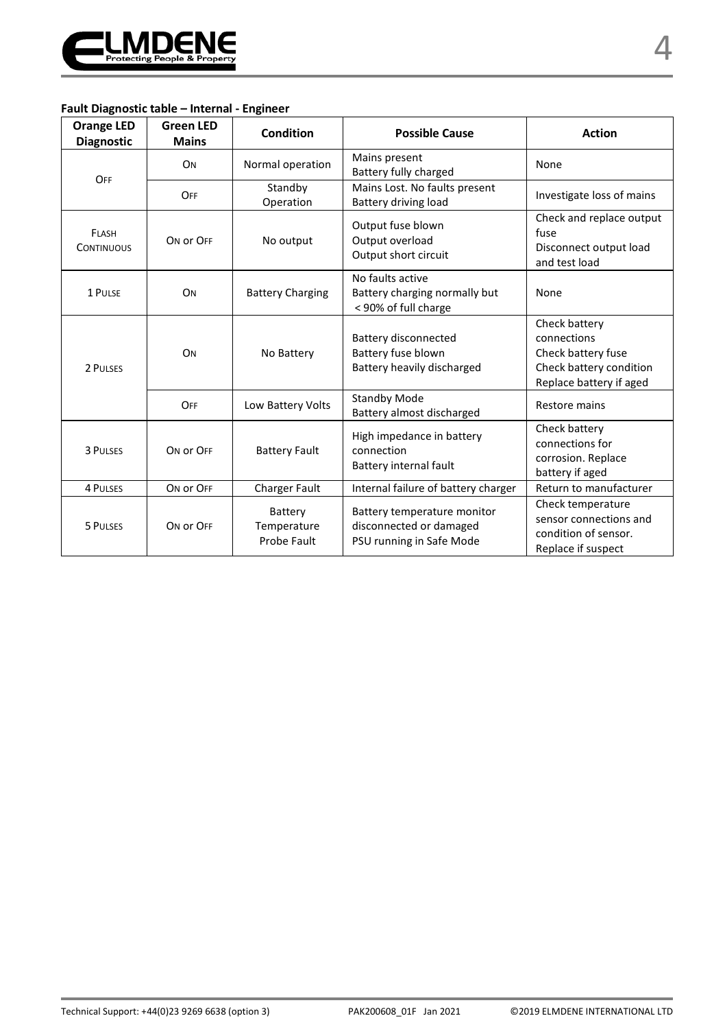**Fault Diagnostic table – Internal - Engineer**

| Orange LED Diagnostic | Green LED Mains | Condition | Possible Cause | Action |
|---|---|---|---|---|
| OFF | ON | Normal operation | Mains present<br>Battery fully charged | None |
| | OFF | Standby Operation | Mains Lost. No faults present<br>Battery driving load | Investigate loss of mains |
| FLASH CONTINUOUS | ON or OFF | No output | Output fuse blown<br>Output overload<br>Output short circuit | Check and replace output fuse<br>Disconnect output load and test load |
| 1 PULSE | ON | Battery Charging | No faults active<br>Battery charging normally but < 90% of full charge | None |
| 2 PULSES | ON | No Battery | Battery disconnected<br>Battery fuse blown<br>Battery heavily discharged | Check battery connections<br>Check battery fuse<br>Check battery condition<br>Replace battery if aged |
| | OFF | Low Battery Volts | Standby Mode<br>Battery almost discharged | Restore mains |
| 3 PULSES | ON or OFF | Battery Fault | High impedance in battery connection<br>Battery internal fault | Check battery connections for corrosion. Replace battery if aged |
| 4 PULSES | ON or OFF | Charger Fault | Internal failure of battery charger | Return to manufacturer |
| 5 PULSES | ON or OFF | Battery Temperature Probe Fault | Battery temperature monitor disconnected or damaged<br>PSU running in Safe Mode | Check temperature sensor connections and condition of sensor. Replace if suspect |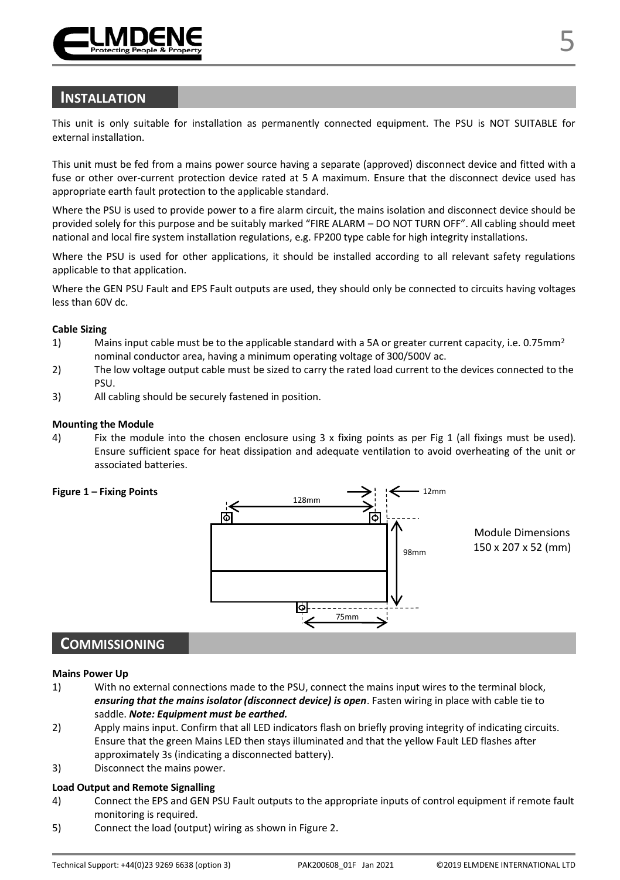## INSTALLATION

This unit is only suitable for installation as permanently connected equipment. The PSU is NOT SUITABLE for external installation.

This unit must be fed from a mains power source having a separate (approved) disconnect device and fitted with a fuse or other over-current protection device rated at 5 A maximum. Ensure that the disconnect device used has appropriate earth fault protection to the applicable standard.

Where the PSU is used to provide power to a fire alarm circuit, the mains isolation and disconnect device should be provided solely for this purpose and be suitably marked "FIRE ALARM – DO NOT TURN OFF". All cabling should meet national and local fire system installation regulations, e.g. FP200 type cable for high integrity installations.

Where the PSU is used for other applications, it should be installed according to all relevant safety regulations applicable to that application.

Where the GEN PSU Fault and EPS Fault outputs are used, they should only be connected to circuits having voltages less than 60V dc.

**Cable Sizing**

1) Mains input cable must be to the applicable standard with a 5A or greater current capacity, i.e. 0.75mm$^2$ nominal conductor area, having a minimum operating voltage of 300/500V ac.
2) The low voltage output cable must be sized to carry the rated load current to the devices connected to the PSU.
3) All cabling should be securely fastened in position.

**Mounting the Module**

4) Fix the module into the chosen enclosure using 3 x fixing points as per Fig 1 (all fixings must be used). Ensure sufficient space for heat dissipation and adequate ventilation to avoid overheating of the unit or associated batteries.

**Figure 1 – Fixing Points**

128mm, 12mm, 98mm, 75mm

Module Dimensions 150 x 207 x 52 (mm)

## COMMISSIONING

**Mains Power Up**

1) With no external connections made to the PSU, connect the mains input wires to the terminal block, ***ensuring that the mains isolator (disconnect device) is open***. Fasten wiring in place with cable tie to saddle. ***Note: Equipment must be earthed.***
2) Apply mains input. Confirm that all LED indicators flash on briefly proving integrity of indicating circuits. Ensure that the green Mains LED then stays illuminated and that the yellow Fault LED flashes after approximately 3s (indicating a disconnected battery).
3) Disconnect the mains power.

**Load Output and Remote Signalling**

4) Connect the EPS and GEN PSU Fault outputs to the appropriate inputs of control equipment if remote fault monitoring is required.
5) Connect the load (output) wiring as shown in Figure 2.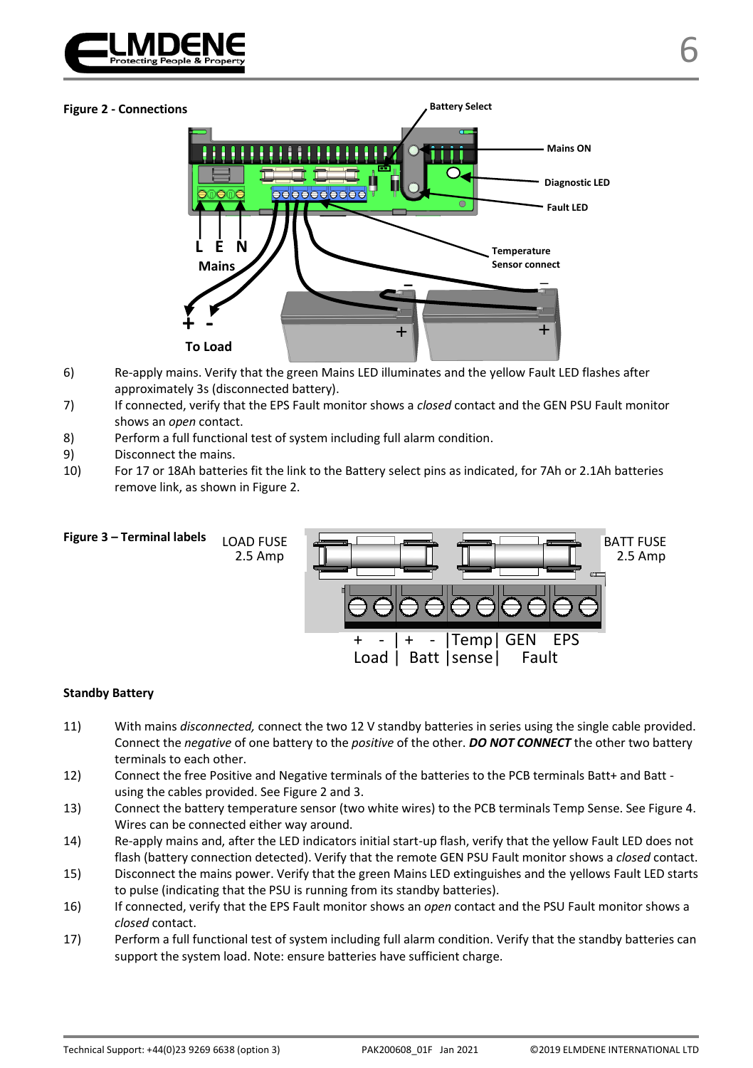**Figure 2 - Connections**

6) Re-apply mains. Verify that the green Mains LED illuminates and the yellow Fault LED flashes after approximately 3s (disconnected battery).
7) If connected, verify that the EPS Fault monitor shows a *closed* contact and the GEN PSU Fault monitor shows an *open* contact.
8) Perform a full functional test of system including full alarm condition.
9) Disconnect the mains.
10) For 17 or 18Ah batteries fit the link to the Battery select pins as indicated, for 7Ah or 2.1Ah batteries remove link, as shown in Figure 2.

**Figure 3 – Terminal labels**

### Standby Battery

11) With mains *disconnected,* connect the two 12 V standby batteries in series using the single cable provided. Connect the *negative* of one battery to the *positive* of the other. ***DO NOT CONNECT*** the other two battery terminals to each other.
12) Connect the free Positive and Negative terminals of the batteries to the PCB terminals Batt+ and Batt - using the cables provided. See Figure 2 and 3.
13) Connect the battery temperature sensor (two white wires) to the PCB terminals Temp Sense. See Figure 4. Wires can be connected either way around.
14) Re-apply mains and, after the LED indicators initial start-up flash, verify that the yellow Fault LED does not flash (battery connection detected). Verify that the remote GEN PSU Fault monitor shows a *closed* contact.
15) Disconnect the mains power. Verify that the green Mains LED extinguishes and the yellows Fault LED starts to pulse (indicating that the PSU is running from its standby batteries).
16) If connected, verify that the EPS Fault monitor shows an *open* contact and the PSU Fault monitor shows a *closed* contact.
17) Perform a full functional test of system including full alarm condition. Verify that the standby batteries can support the system load. Note: ensure batteries have sufficient charge.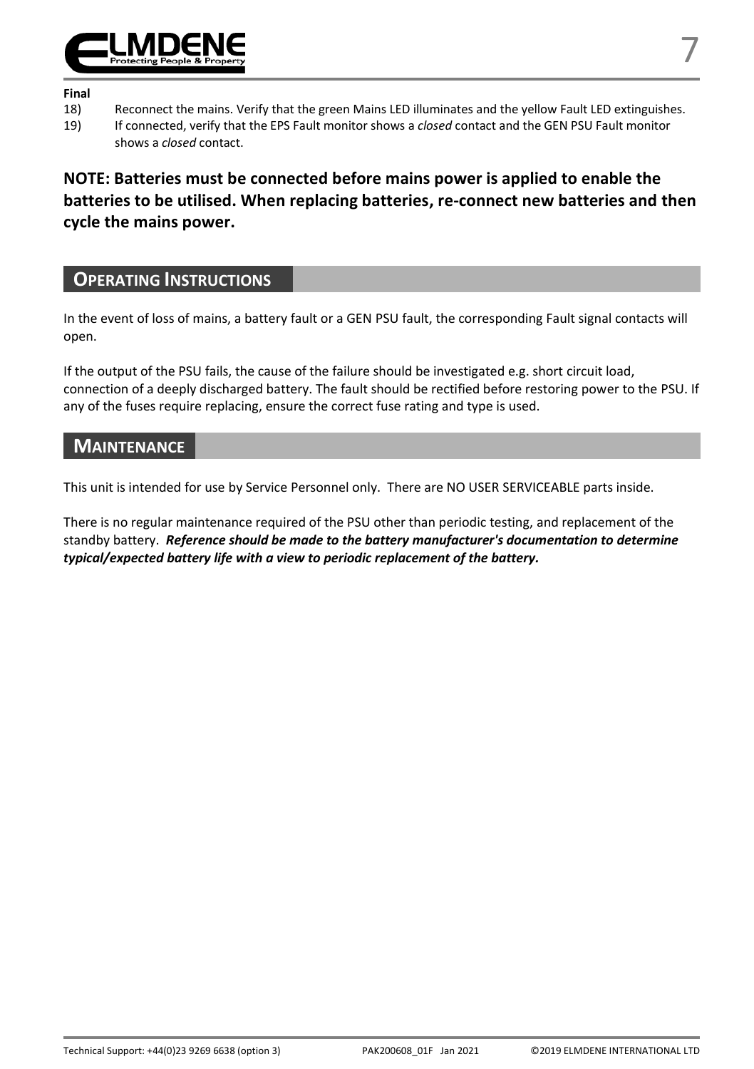**Final**

18) Reconnect the mains. Verify that the green Mains LED illuminates and the yellow Fault LED extinguishes.

19) If connected, verify that the EPS Fault monitor shows a *closed* contact and the GEN PSU Fault monitor shows a *closed* contact.

**NOTE: Batteries must be connected before mains power is applied to enable the batteries to be utilised. When replacing batteries, re-connect new batteries and then cycle the mains power.**

## OPERATING INSTRUCTIONS

In the event of loss of mains, a battery fault or a GEN PSU fault, the corresponding Fault signal contacts will open.

If the output of the PSU fails, the cause of the failure should be investigated e.g. short circuit load, connection of a deeply discharged battery. The fault should be rectified before restoring power to the PSU. If any of the fuses require replacing, ensure the correct fuse rating and type is used.

## MAINTENANCE

This unit is intended for use by Service Personnel only. There are NO USER SERVICEABLE parts inside.

There is no regular maintenance required of the PSU other than periodic testing, and replacement of the standby battery. ***Reference should be made to the battery manufacturer's documentation to determine typical/expected battery life with a view to periodic replacement of the battery.***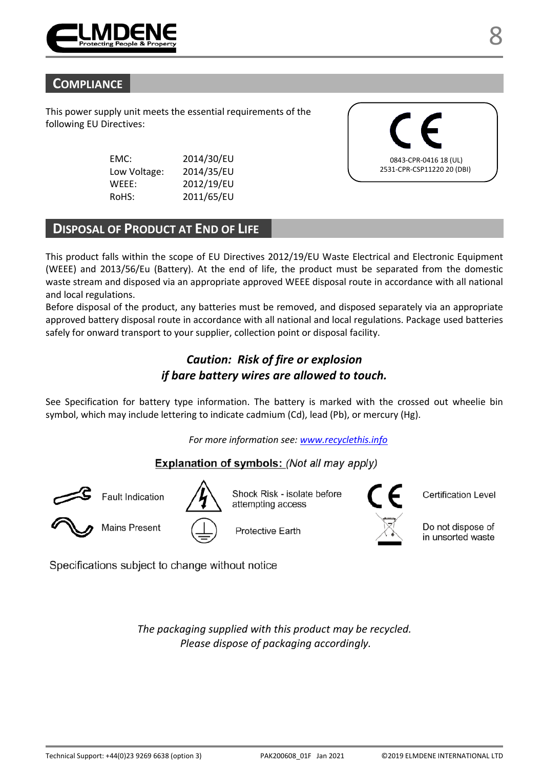## COMPLIANCE

This power supply unit meets the essential requirements of the following EU Directives:

| | |
|---|---|
| EMC: | 2014/30/EU |
| Low Voltage: | 2014/35/EU |
| WEEE: | 2012/19/EU |
| RoHS: | 2011/65/EU |

CE

0843-CPR-0416 18 (UL)
2531-CPR-CSP11220 20 (DBI)

## DISPOSAL OF PRODUCT AT END OF LIFE

This product falls within the scope of EU Directives 2012/19/EU Waste Electrical and Electronic Equipment (WEEE) and 2013/56/Eu (Battery). At the end of life, the product must be separated from the domestic waste stream and disposed via an appropriate approved WEEE disposal route in accordance with all national and local regulations.
Before disposal of the product, any batteries must be removed, and disposed separately via an appropriate approved battery disposal route in accordance with all national and local regulations. Package used batteries safely for onward transport to your supplier, collection point or disposal facility.

***Caution: Risk of fire or explosion if bare battery wires are allowed to touch.***

See Specification for battery type information. The battery is marked with the crossed out wheelie bin symbol, which may include lettering to indicate cadmium (Cd), lead (Pb), or mercury (Hg).

*For more information see: www.recyclethis.info*

**Explanation of symbols:** *(Not all may apply)*

Fault Indication

Mains Present

Shock Risk - isolate before attempting access

Protective Earth

Certification Level

Do not dispose of in unsorted waste

Specifications subject to change without notice

*The packaging supplied with this product may be recycled. Please dispose of packaging accordingly.*

Technical Support: +44(0)23 9269 6638 (option 3) PAK200608_01F Jan 2021 ©2019 ELMDENE INTERNATIONAL LTD